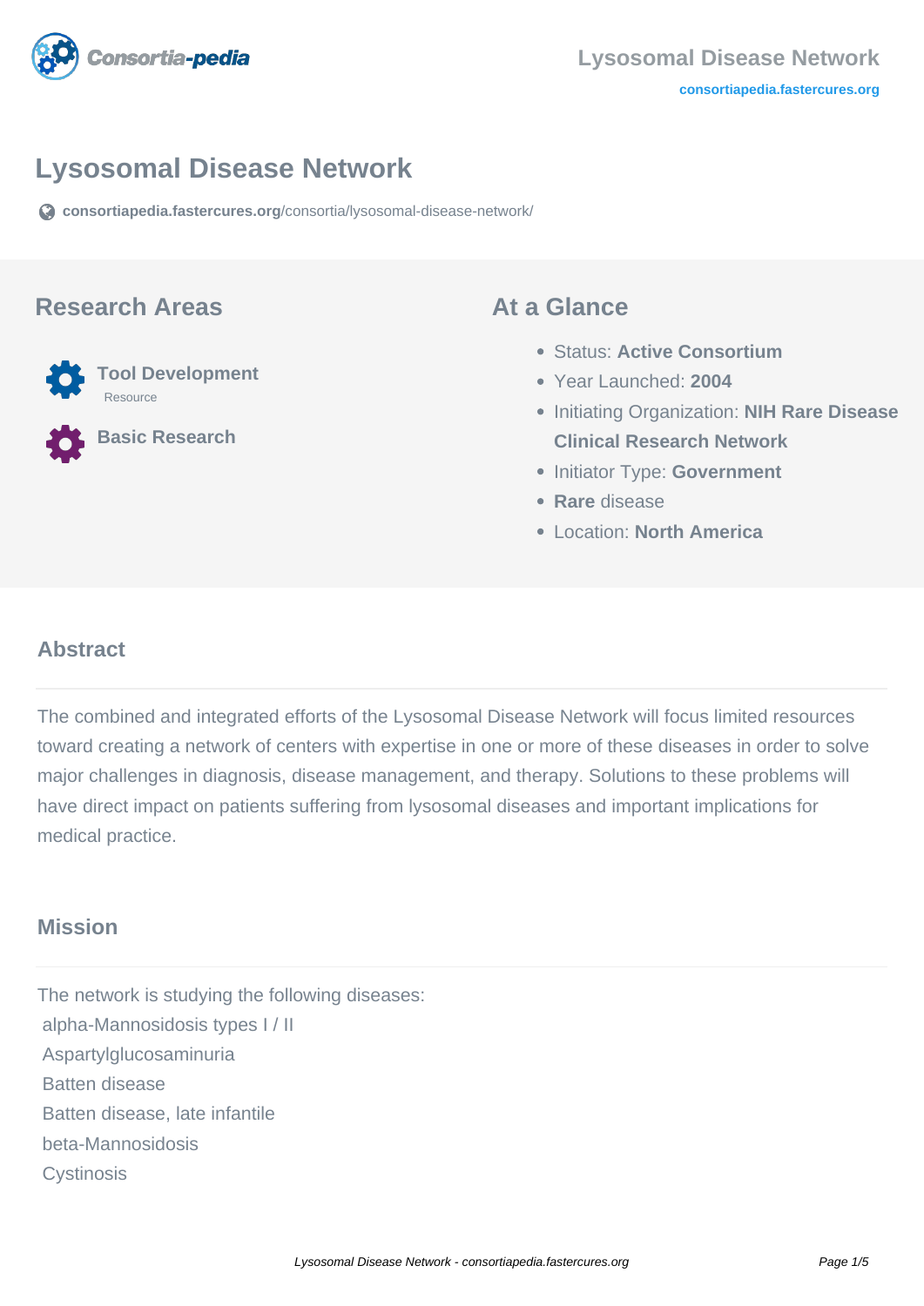# Lysosomal Disease Network

consortiapedia.fastercures.org/consortia/lysosomal-disease-network/

## Research Areas

**Tool Development**
Resource

**Basic Research**

## At a Glance

- Status: **Active Consortium**
- Year Launched: **2004**
- Initiating Organization: **NIH Rare Disease Clinical Research Network**
- Initiator Type: **Government**
- **Rare** disease
- Location: **North America**

## Abstract

The combined and integrated efforts of the Lysosomal Disease Network will focus limited resources toward creating a network of centers with expertise in one or more of these diseases in order to solve major challenges in diagnosis, disease management, and therapy. Solutions to these problems will have direct impact on patients suffering from lysosomal diseases and important implications for medical practice.

## Mission

The network is studying the following diseases:
alpha-Mannosidosis types I / II
Aspartylglucosaminuria
Batten disease
Batten disease, late infantile
beta-Mannosidosis
Cystinosis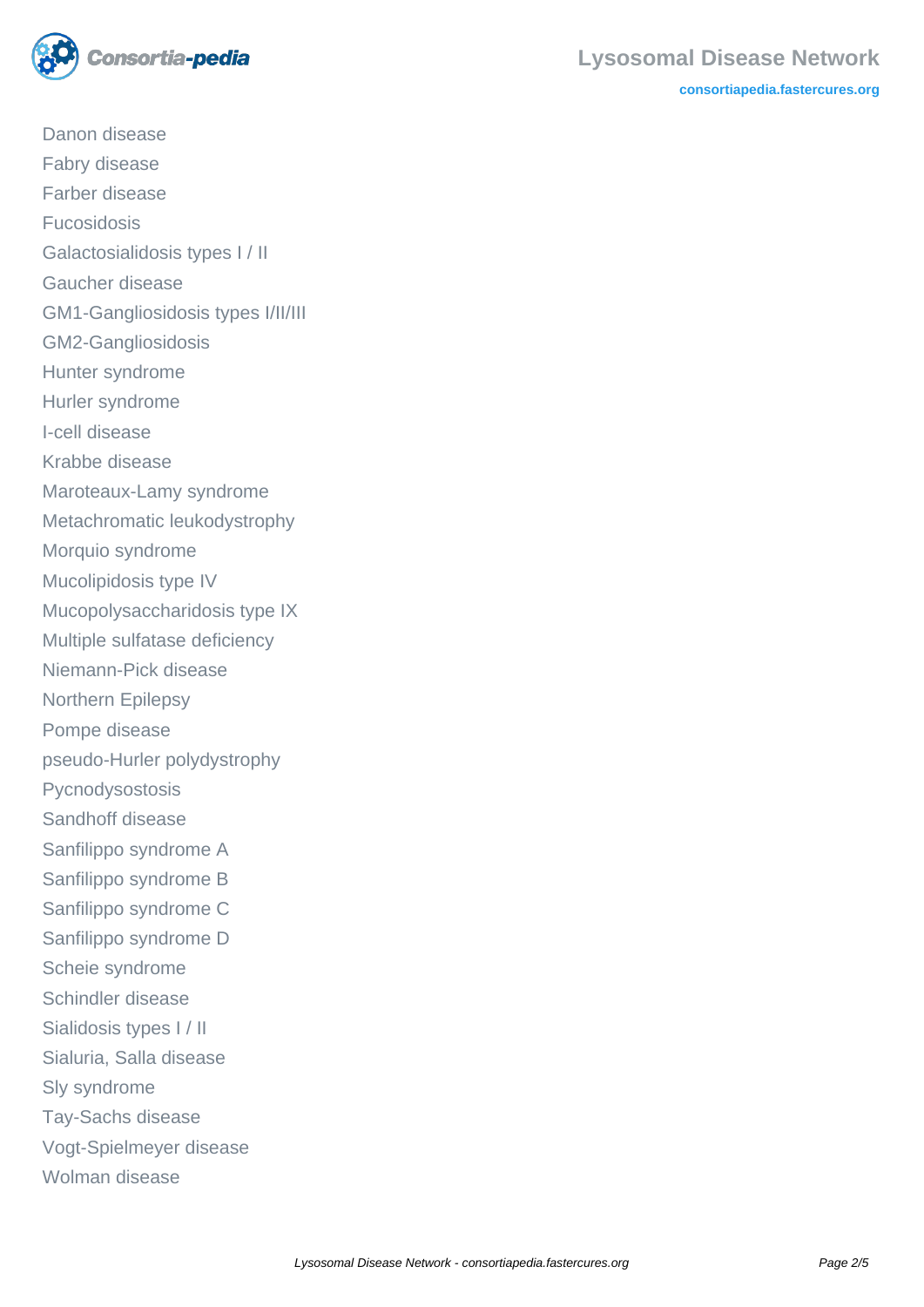- Danon disease
- Fabry disease
- Farber disease
- Fucosidosis
- Galactosialidosis types I / II
- Gaucher disease
- GM1-Gangliosidosis types I/II/III
- GM2-Gangliosidosis
- Hunter syndrome
- Hurler syndrome
- I-cell disease
- Krabbe disease
- Maroteaux-Lamy syndrome
- Metachromatic leukodystrophy
- Morquio syndrome
- Mucolipidosis type IV
- Mucopolysaccharidosis type IX
- Multiple sulfatase deficiency
- Niemann-Pick disease
- Northern Epilepsy
- Pompe disease
- pseudo-Hurler polydystrophy
- Pycnodysostosis
- Sandhoff disease
- Sanfilippo syndrome A
- Sanfilippo syndrome B
- Sanfilippo syndrome C
- Sanfilippo syndrome D
- Scheie syndrome
- Schindler disease
- Sialidosis types I / II
- Sialuria, Salla disease
- Sly syndrome
- Tay-Sachs disease
- Vogt-Spielmeyer disease
- Wolman disease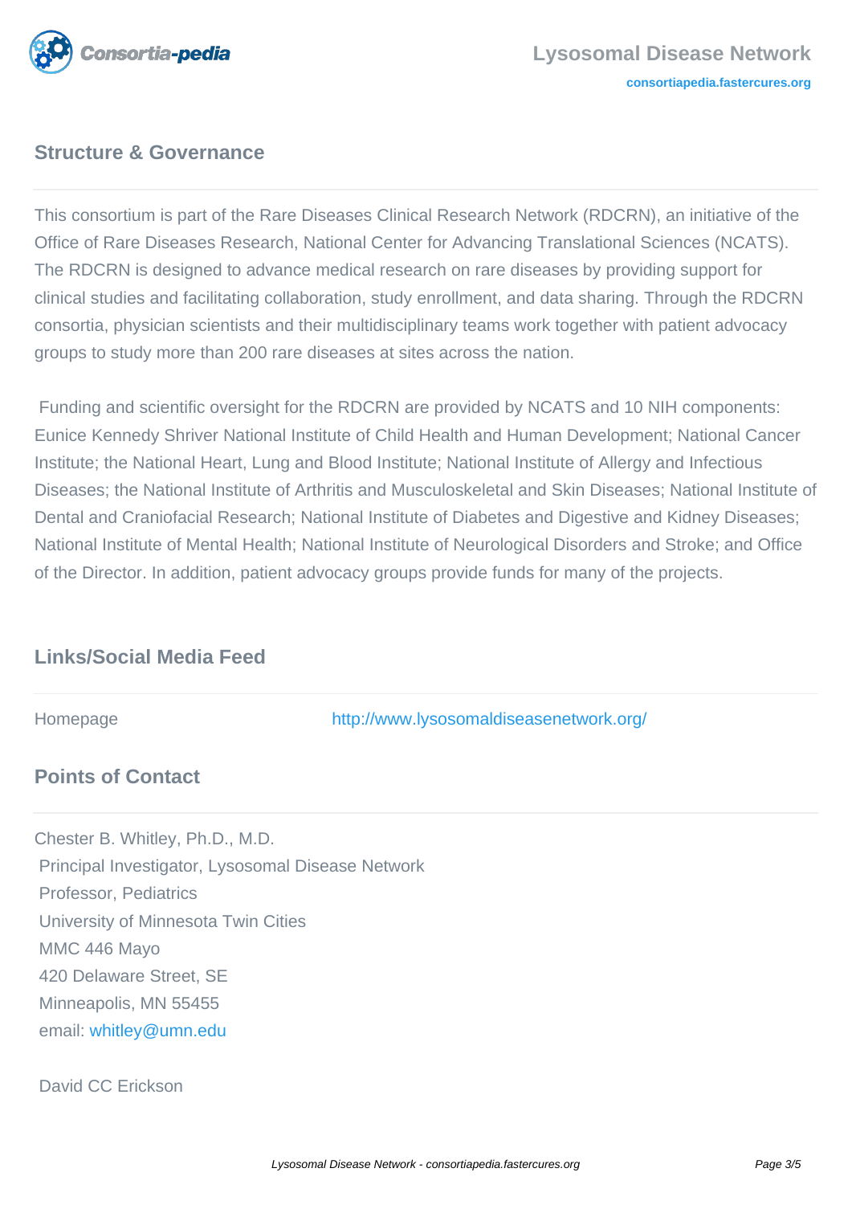## Structure & Governance

This consortium is part of the Rare Diseases Clinical Research Network (RDCRN), an initiative of the Office of Rare Diseases Research, National Center for Advancing Translational Sciences (NCATS). The RDCRN is designed to advance medical research on rare diseases by providing support for clinical studies and facilitating collaboration, study enrollment, and data sharing. Through the RDCRN consortia, physician scientists and their multidisciplinary teams work together with patient advocacy groups to study more than 200 rare diseases at sites across the nation.

Funding and scientific oversight for the RDCRN are provided by NCATS and 10 NIH components: Eunice Kennedy Shriver National Institute of Child Health and Human Development; National Cancer Institute; the National Heart, Lung and Blood Institute; National Institute of Allergy and Infectious Diseases; the National Institute of Arthritis and Musculoskeletal and Skin Diseases; National Institute of Dental and Craniofacial Research; National Institute of Diabetes and Digestive and Kidney Diseases; National Institute of Mental Health; National Institute of Neurological Disorders and Stroke; and Office of the Director. In addition, patient advocacy groups provide funds for many of the projects.

## Links/Social Media Feed

| | |
|---|---|
| Homepage | http://www.lysosomaldiseasenetwork.org/ |

## Points of Contact

Chester B. Whitley, Ph.D., M.D.
Principal Investigator, Lysosomal Disease Network
Professor, Pediatrics
University of Minnesota Twin Cities
MMC 446 Mayo
420 Delaware Street, SE
Minneapolis, MN 55455
email: whitley@umn.edu

David CC Erickson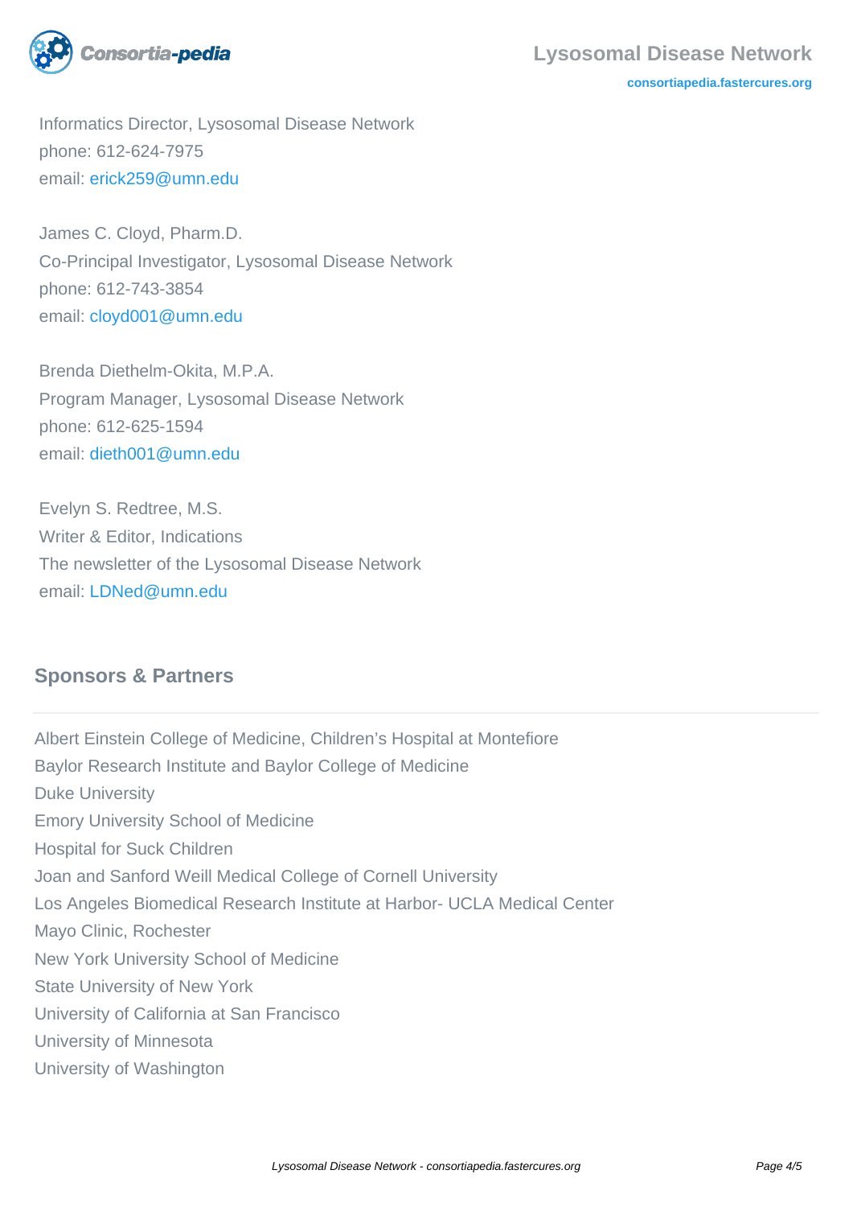Informatics Director, Lysosomal Disease Network
phone: 612-624-7975
email: erick259@umn.edu

James C. Cloyd, Pharm.D.
Co-Principal Investigator, Lysosomal Disease Network
phone: 612-743-3854
email: cloyd001@umn.edu

Brenda Diethelm-Okita, M.P.A.
Program Manager, Lysosomal Disease Network
phone: 612-625-1594
email: dieth001@umn.edu

Evelyn S. Redtree, M.S.
Writer & Editor, Indications
The newsletter of the Lysosomal Disease Network
email: LDNed@umn.edu

## Sponsors & Partners

Albert Einstein College of Medicine, Children's Hospital at Montefiore
Baylor Research Institute and Baylor College of Medicine
Duke University
Emory University School of Medicine
Hospital for Suck Children
Joan and Sanford Weill Medical College of Cornell University
Los Angeles Biomedical Research Institute at Harbor- UCLA Medical Center
Mayo Clinic, Rochester
New York University School of Medicine
State University of New York
University of California at San Francisco
University of Minnesota
University of Washington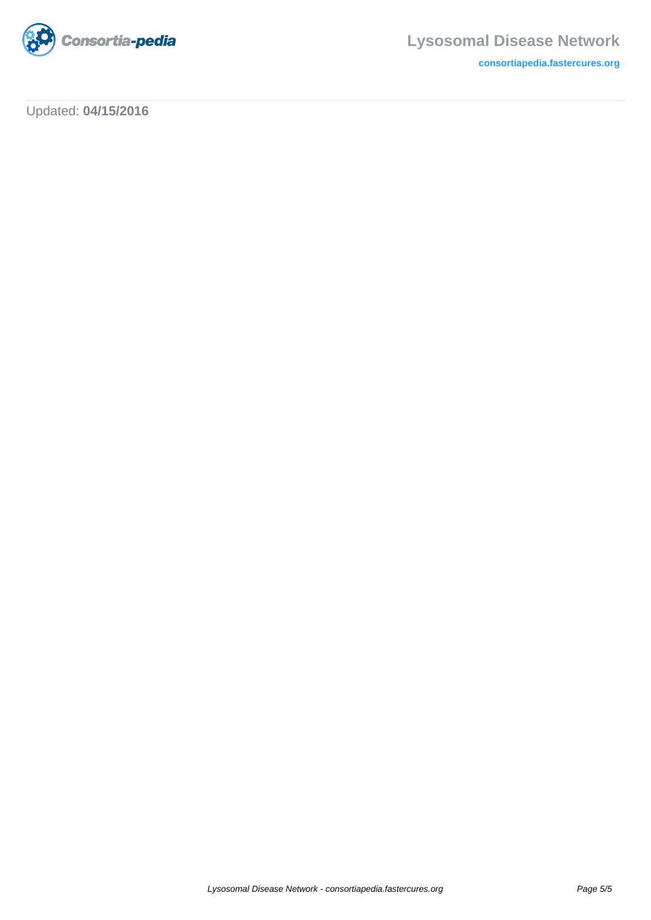Updated: **04/15/2016**